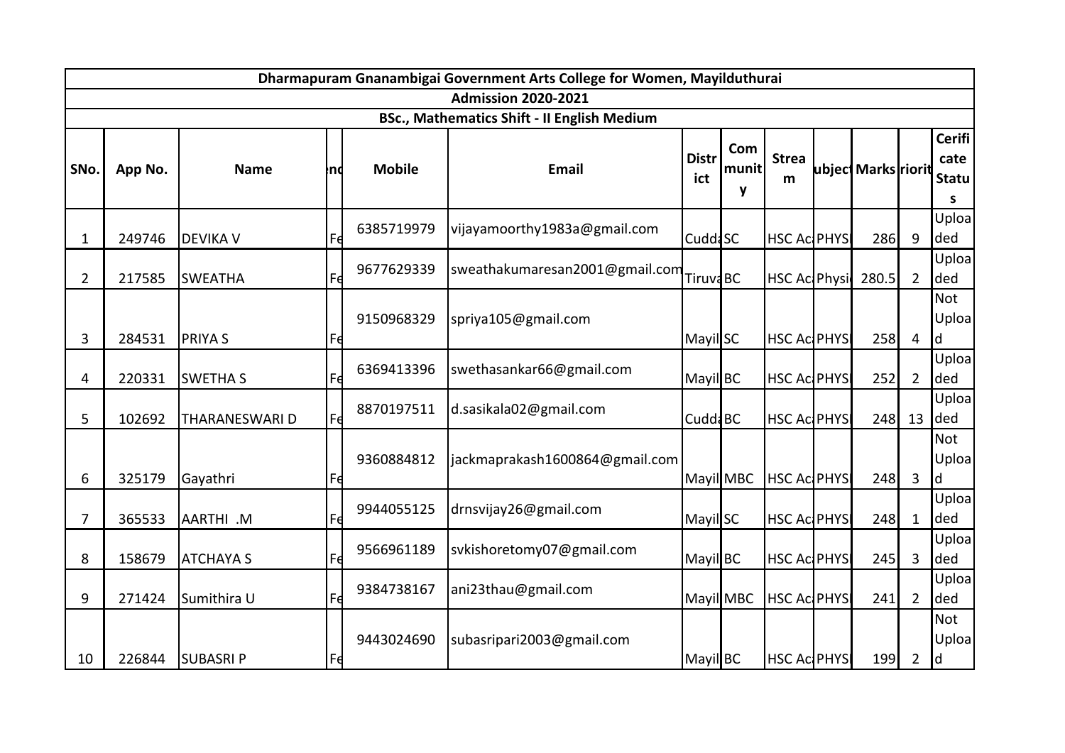# Dharmapuram Gnanambigai Government Arts College for Women, Mayilduthurai

## Admission 2020-2021

### BSc., Mathematics Shift - II English Medium

| SNo. | App No. | Name | end | Mobile | Email | District | Community | Stream | ubject | Marks | riorit | Cerificate Status |
|---|---|---|---|---|---|---|---|---|---|---|---|---|
| 1 | 249746 | DEVIKA V | Fe | 6385719979 | vijayamoorthy1983a@gmail.com | Cudda | SC | HSC Ac | PHYSI | 286 | 9 | Uploaded |
| 2 | 217585 | SWEATHA | Fe | 9677629339 | sweathakumaresan2001@gmail.com | Tiruva | BC | HSC Ac | Physi | 280.5 | 2 | Uploaded |
| 3 | 284531 | PRIYA S | Fe | 9150968329 | spriya105@gmail.com | Mayil | SC | HSC Ac | PHYSI | 258 | 4 | Not Uploaded |
| 4 | 220331 | SWETHA S | Fe | 6369413396 | swethasankar66@gmail.com | Mayil | BC | HSC Ac | PHYSI | 252 | 2 | Uploaded |
| 5 | 102692 | THARANESWARI D | Fe | 8870197511 | d.sasikala02@gmail.com | Cudda | BC | HSC Ac | PHYSI | 248 | 13 | Uploaded |
| 6 | 325179 | Gayathri | Fe | 9360884812 | jackmaprakash1600864@gmail.com | Mayil | MBC | HSC Ac | PHYSI | 248 | 3 | Not Uploaded |
| 7 | 365533 | AARTHI .M | Fe | 9944055125 | drnsvijay26@gmail.com | Mayil | SC | HSC Ac | PHYSI | 248 | 1 | Uploaded |
| 8 | 158679 | ATCHAYA S | Fe | 9566961189 | svkishoretomy07@gmail.com | Mayil | BC | HSC Ac | PHYSI | 245 | 3 | Uploaded |
| 9 | 271424 | Sumithira U | Fe | 9384738167 | ani23thau@gmail.com | Mayil | MBC | HSC Ac | PHYSI | 241 | 2 | Uploaded |
| 10 | 226844 | SUBASRI P | Fe | 9443024690 | subasripari2003@gmail.com | Mayil | BC | HSC Ac | PHYSI | 199 | 2 | Not Uploaded |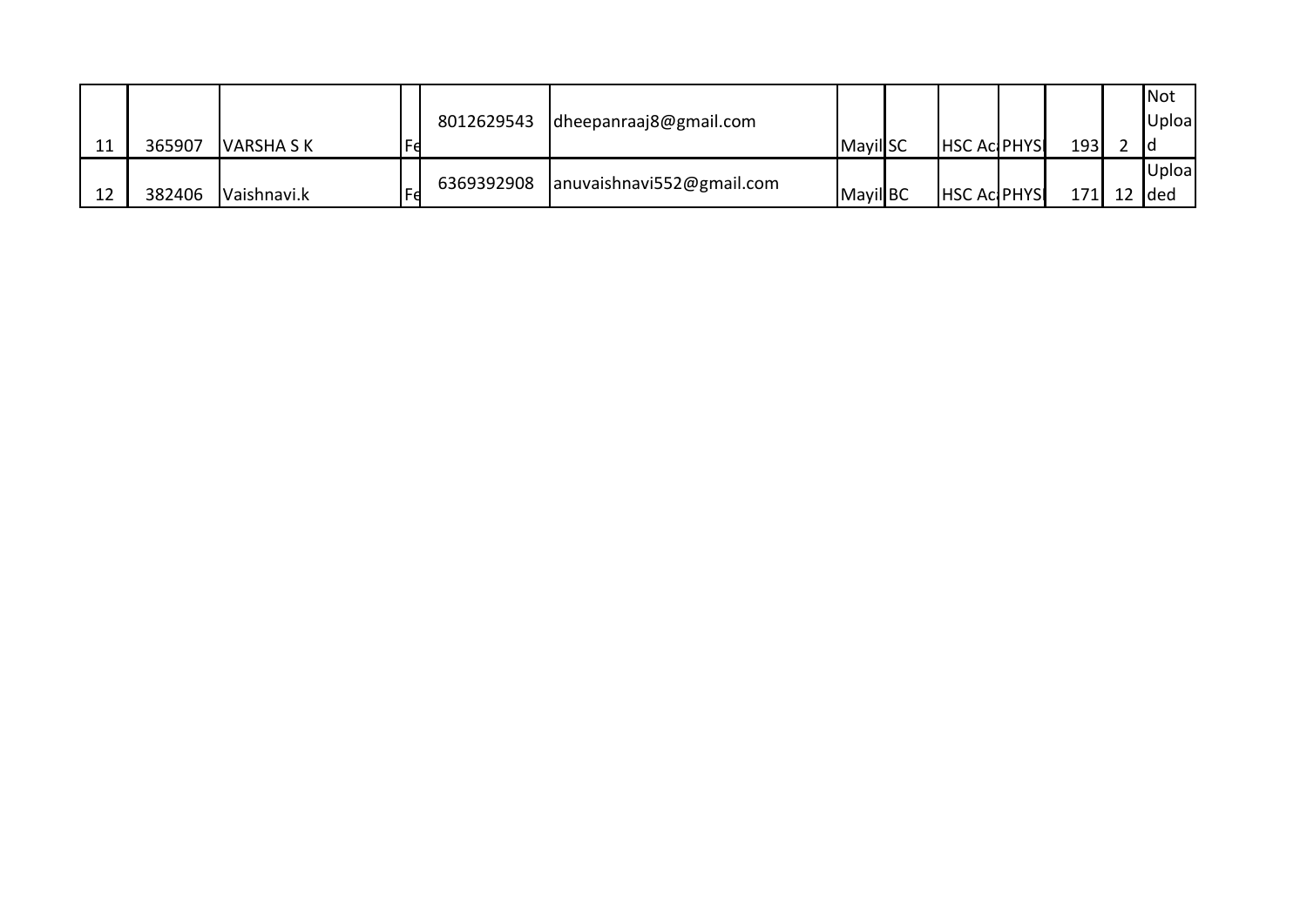| | | | | | | | | | | | | |
|---|---|---|---|---|---|---|---|---|---|---|---|---|
| 11 | 365907 | VARSHA S K | Fe | 8012629543 | dheepanraaj8@gmail.com | Mayil | SC | HSC Ac | PHYS | 193 | 2 | Not Upload |
| 12 | 382406 | Vaishnavi.k | Fe | 6369392908 | anuvaishnavi552@gmail.com | Mayil | BC | HSC Ac | PHYS | 171 | 12 | Uploaded |